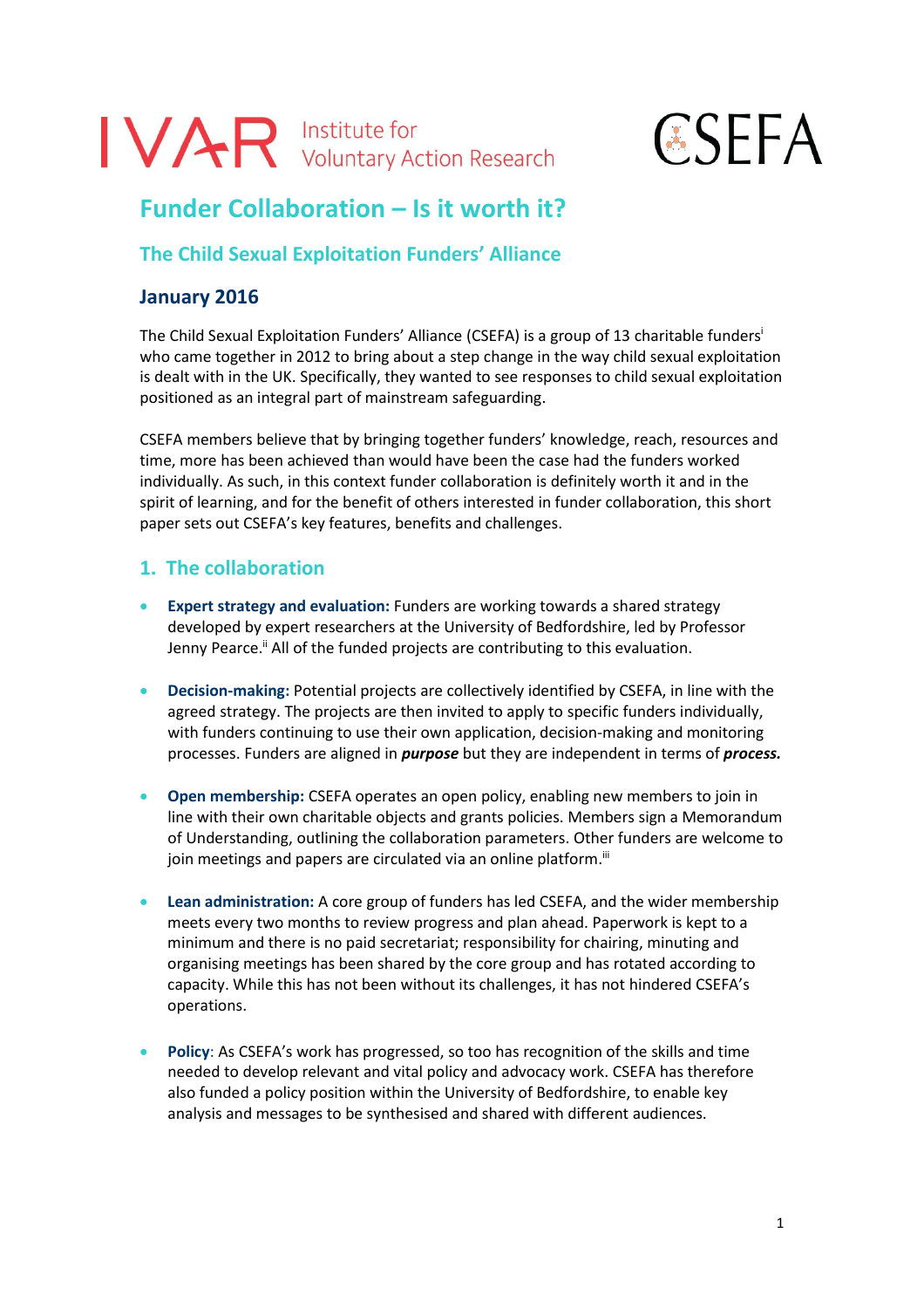IVAR Institute for Voluntary Action Research

CSEFA

# Funder Collaboration – Is it worth it?

## The Child Sexual Exploitation Funders' Alliance

### January 2016

The Child Sexual Exploitation Funders' Alliance (CSEFA) is a group of 13 charitable funders[i] who came together in 2012 to bring about a step change in the way child sexual exploitation is dealt with in the UK. Specifically, they wanted to see responses to child sexual exploitation positioned as an integral part of mainstream safeguarding.

CSEFA members believe that by bringing together funders' knowledge, reach, resources and time, more has been achieved than would have been the case had the funders worked individually. As such, in this context funder collaboration is definitely worth it and in the spirit of learning, and for the benefit of others interested in funder collaboration, this short paper sets out CSEFA's key features, benefits and challenges.

## 1. The collaboration

- **Expert strategy and evaluation:** Funders are working towards a shared strategy developed by expert researchers at the University of Bedfordshire, led by Professor Jenny Pearce.[ii] All of the funded projects are contributing to this evaluation.

- **Decision-making:** Potential projects are collectively identified by CSEFA, in line with the agreed strategy. The projects are then invited to apply to specific funders individually, with funders continuing to use their own application, decision-making and monitoring processes. Funders are aligned in ***purpose*** but they are independent in terms of ***process.***

- **Open membership:** CSEFA operates an open policy, enabling new members to join in line with their own charitable objects and grants policies. Members sign a Memorandum of Understanding, outlining the collaboration parameters. Other funders are welcome to join meetings and papers are circulated via an online platform.[iii]

- **Lean administration:** A core group of funders has led CSEFA, and the wider membership meets every two months to review progress and plan ahead. Paperwork is kept to a minimum and there is no paid secretariat; responsibility for chairing, minuting and organising meetings has been shared by the core group and has rotated according to capacity. While this has not been without its challenges, it has not hindered CSEFA's operations.

- **Policy**: As CSEFA's work has progressed, so too has recognition of the skills and time needed to develop relevant and vital policy and advocacy work. CSEFA has therefore also funded a policy position within the University of Bedfordshire, to enable key analysis and messages to be synthesised and shared with different audiences.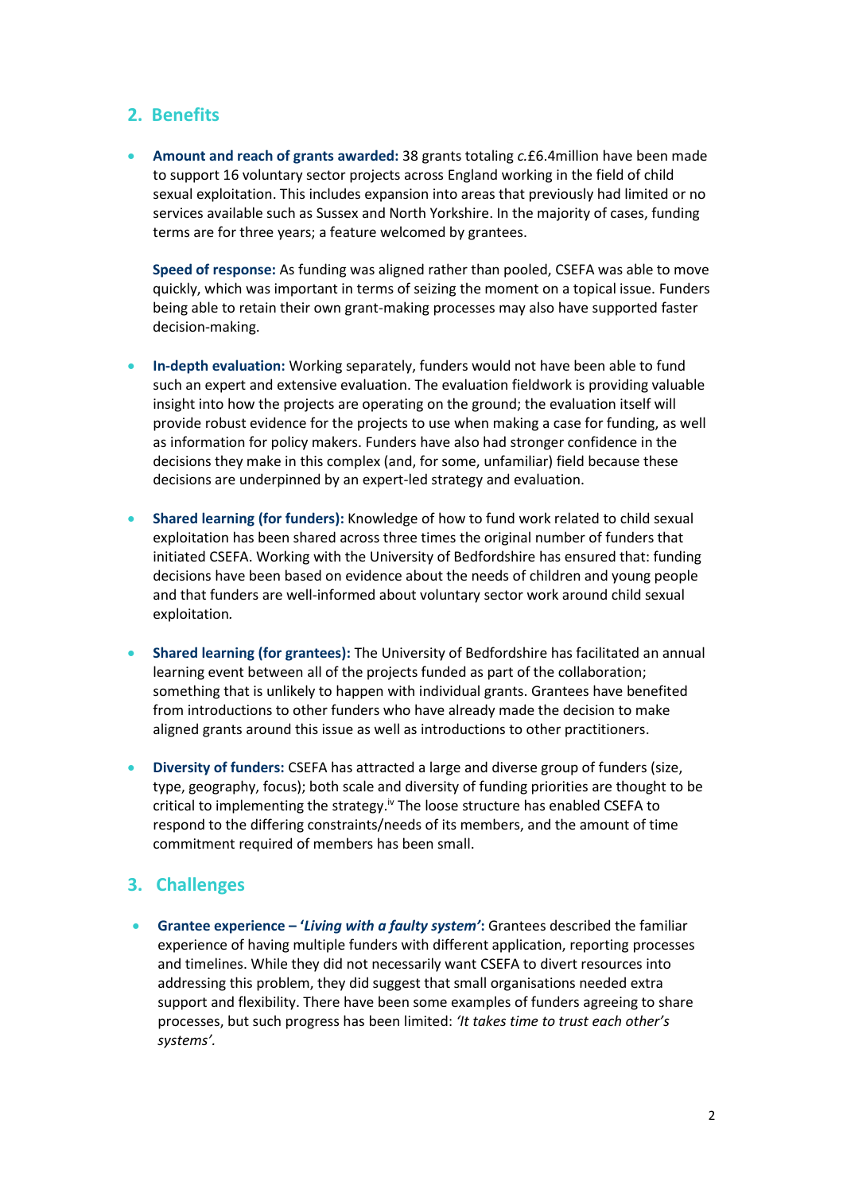## 2. Benefits

- **Amount and reach of grants awarded:** 38 grants totaling *c.*£6.4million have been made to support 16 voluntary sector projects across England working in the field of child sexual exploitation. This includes expansion into areas that previously had limited or no services available such as Sussex and North Yorkshire. In the majority of cases, funding terms are for three years; a feature welcomed by grantees.

  **Speed of response:** As funding was aligned rather than pooled, CSEFA was able to move quickly, which was important in terms of seizing the moment on a topical issue. Funders being able to retain their own grant-making processes may also have supported faster decision-making.

- **In-depth evaluation:** Working separately, funders would not have been able to fund such an expert and extensive evaluation. The evaluation fieldwork is providing valuable insight into how the projects are operating on the ground; the evaluation itself will provide robust evidence for the projects to use when making a case for funding, as well as information for policy makers. Funders have also had stronger confidence in the decisions they make in this complex (and, for some, unfamiliar) field because these decisions are underpinned by an expert-led strategy and evaluation.

- **Shared learning (for funders):** Knowledge of how to fund work related to child sexual exploitation has been shared across three times the original number of funders that initiated CSEFA. Working with the University of Bedfordshire has ensured that: funding decisions have been based on evidence about the needs of children and young people and that funders are well-informed about voluntary sector work around child sexual exploitation.

- **Shared learning (for grantees):** The University of Bedfordshire has facilitated an annual learning event between all of the projects funded as part of the collaboration; something that is unlikely to happen with individual grants. Grantees have benefited from introductions to other funders who have already made the decision to make aligned grants around this issue as well as introductions to other practitioners.

- **Diversity of funders:** CSEFA has attracted a large and diverse group of funders (size, type, geography, focus); both scale and diversity of funding priorities are thought to be critical to implementing the strategy.[iv] The loose structure has enabled CSEFA to respond to the differing constraints/needs of its members, and the amount of time commitment required of members has been small.

## 3. Challenges

- **Grantee experience – '*Living with a faulty system*':** Grantees described the familiar experience of having multiple funders with different application, reporting processes and timelines. While they did not necessarily want CSEFA to divert resources into addressing this problem, they did suggest that small organisations needed extra support and flexibility. There have been some examples of funders agreeing to share processes, but such progress has been limited: *'It takes time to trust each other's systems'.*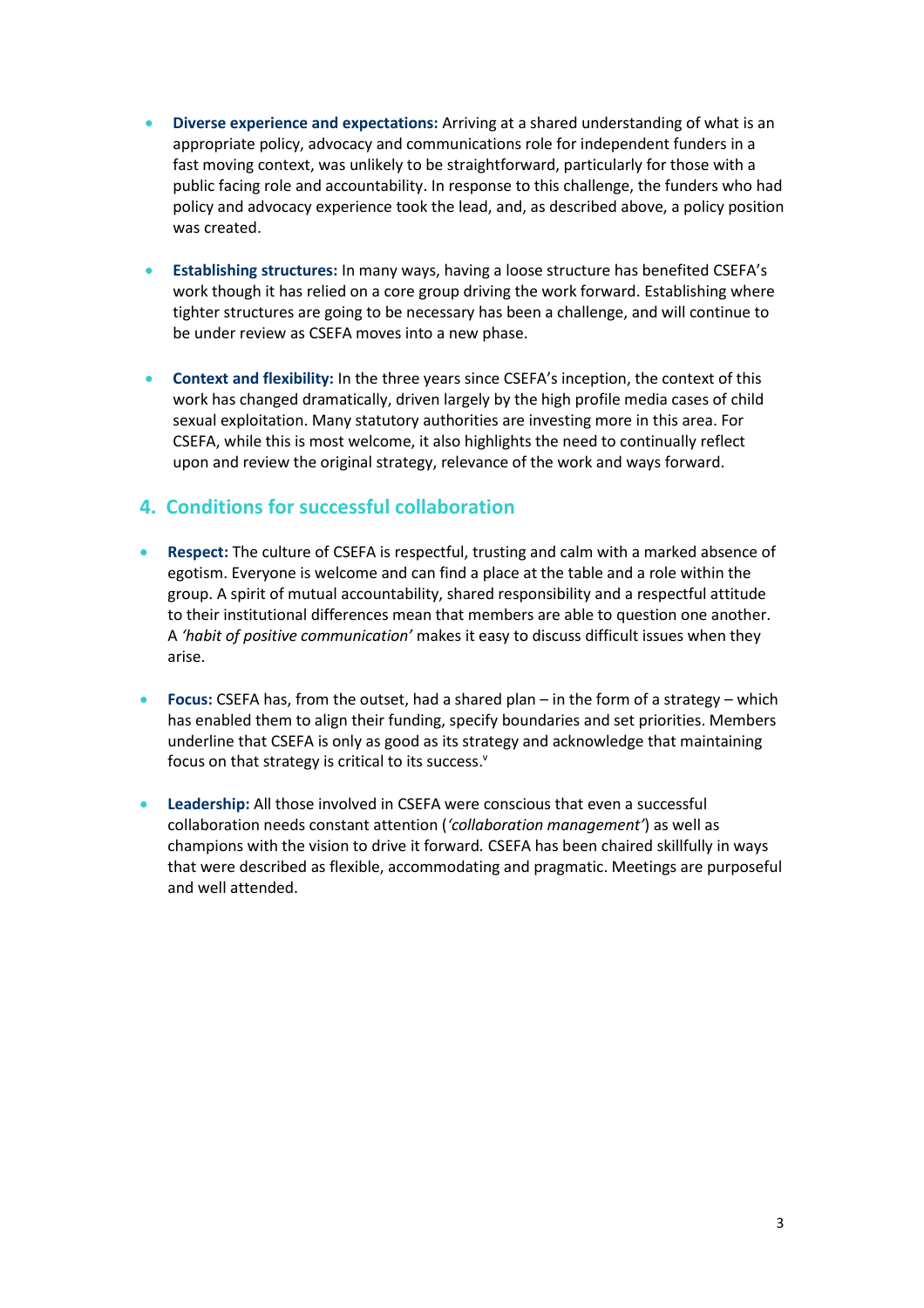- **Diverse experience and expectations:** Arriving at a shared understanding of what is an appropriate policy, advocacy and communications role for independent funders in a fast moving context, was unlikely to be straightforward, particularly for those with a public facing role and accountability. In response to this challenge, the funders who had policy and advocacy experience took the lead, and, as described above, a policy position was created.

- **Establishing structures:** In many ways, having a loose structure has benefited CSEFA's work though it has relied on a core group driving the work forward. Establishing where tighter structures are going to be necessary has been a challenge, and will continue to be under review as CSEFA moves into a new phase.

- **Context and flexibility:** In the three years since CSEFA's inception, the context of this work has changed dramatically, driven largely by the high profile media cases of child sexual exploitation. Many statutory authorities are investing more in this area. For CSEFA, while this is most welcome, it also highlights the need to continually reflect upon and review the original strategy, relevance of the work and ways forward.

## 4. Conditions for successful collaboration

- **Respect:** The culture of CSEFA is respectful, trusting and calm with a marked absence of egotism. Everyone is welcome and can find a place at the table and a role within the group. A spirit of mutual accountability, shared responsibility and a respectful attitude to their institutional differences mean that members are able to question one another. A *'habit of positive communication'* makes it easy to discuss difficult issues when they arise.

- **Focus:** CSEFA has, from the outset, had a shared plan – in the form of a strategy – which has enabled them to align their funding, specify boundaries and set priorities. Members underline that CSEFA is only as good as its strategy and acknowledge that maintaining focus on that strategy is critical to its success.[v]

- **Leadership:** All those involved in CSEFA were conscious that even a successful collaboration needs constant attention (*'collaboration management'*) as well as champions with the vision to drive it forward. CSEFA has been chaired skillfully in ways that were described as flexible, accommodating and pragmatic. Meetings are purposeful and well attended.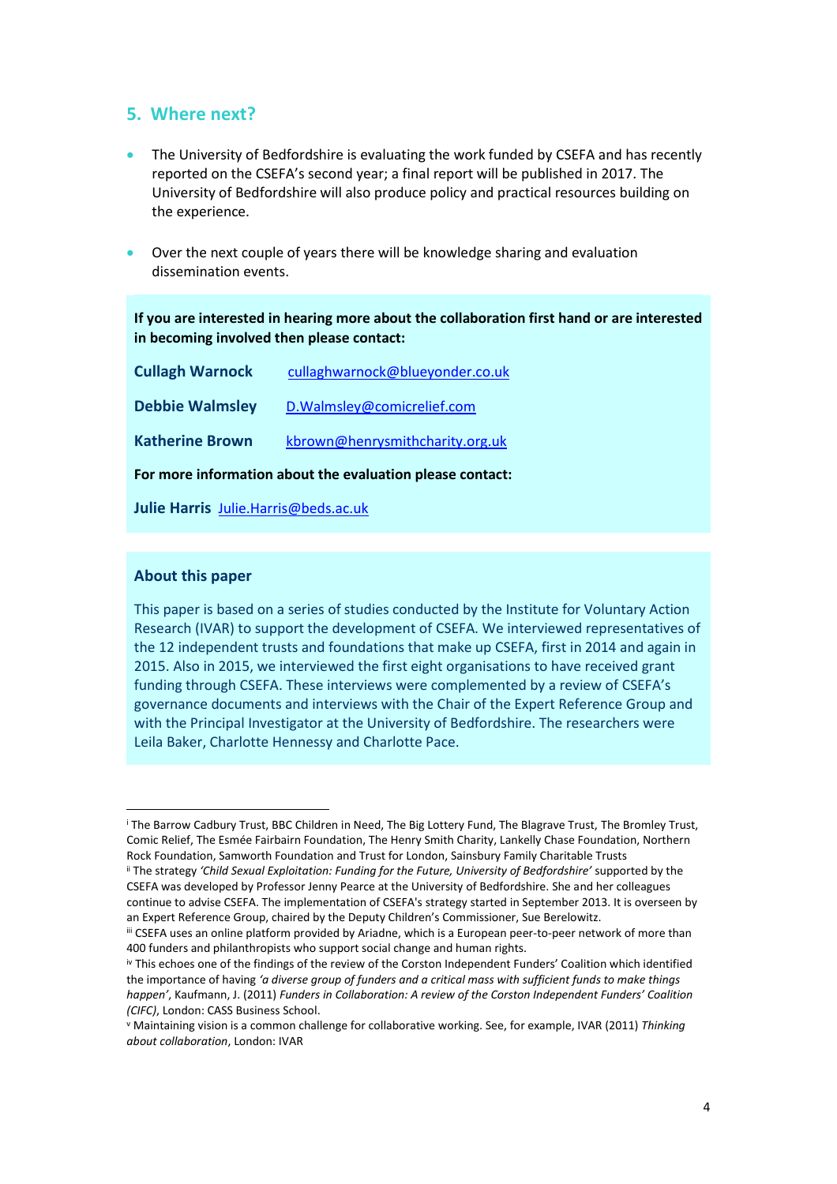## 5. Where next?

- The University of Bedfordshire is evaluating the work funded by CSEFA and has recently reported on the CSEFA's second year; a final report will be published in 2017. The University of Bedfordshire will also produce policy and practical resources building on the experience.
- Over the next couple of years there will be knowledge sharing and evaluation dissemination events.

**If you are interested in hearing more about the collaboration first hand or are interested in becoming involved then please contact:**

**Cullagh Warnock** cullaghwarnock@blueyonder.co.uk

**Debbie Walmsley** D.Walmsley@comicrelief.com

**Katherine Brown** kbrown@henrysmithcharity.org.uk

**For more information about the evaluation please contact:**

**Julie Harris** Julie.Harris@beds.ac.uk

### About this paper

This paper is based on a series of studies conducted by the Institute for Voluntary Action Research (IVAR) to support the development of CSEFA. We interviewed representatives of the 12 independent trusts and foundations that make up CSEFA, first in 2014 and again in 2015. Also in 2015, we interviewed the first eight organisations to have received grant funding through CSEFA. These interviews were complemented by a review of CSEFA's governance documents and interviews with the Chair of the Expert Reference Group and with the Principal Investigator at the University of Bedfordshire. The researchers were Leila Baker, Charlotte Hennessy and Charlotte Pace.

---

[i] The Barrow Cadbury Trust, BBC Children in Need, The Big Lottery Fund, The Blagrave Trust, The Bromley Trust, Comic Relief, The Esmée Fairbairn Foundation, The Henry Smith Charity, Lankelly Chase Foundation, Northern Rock Foundation, Samworth Foundation and Trust for London, Sainsbury Family Charitable Trusts

[ii] The strategy *'Child Sexual Exploitation: Funding for the Future, University of Bedfordshire'* supported by the CSEFA was developed by Professor Jenny Pearce at the University of Bedfordshire. She and her colleagues continue to advise CSEFA. The implementation of CSEFA's strategy started in September 2013. It is overseen by an Expert Reference Group, chaired by the Deputy Children's Commissioner, Sue Berelowitz.

[iii] CSEFA uses an online platform provided by Ariadne, which is a European peer-to-peer network of more than 400 funders and philanthropists who support social change and human rights.

[iv] This echoes one of the findings of the review of the Corston Independent Funders' Coalition which identified the importance of having *'a diverse group of funders and a critical mass with sufficient funds to make things happen'*, Kaufmann, J. (2011) *Funders in Collaboration: A review of the Corston Independent Funders' Coalition (CIFC)*, London: CASS Business School.

[v] Maintaining vision is a common challenge for collaborative working. See, for example, IVAR (2011) *Thinking about collaboration*, London: IVAR